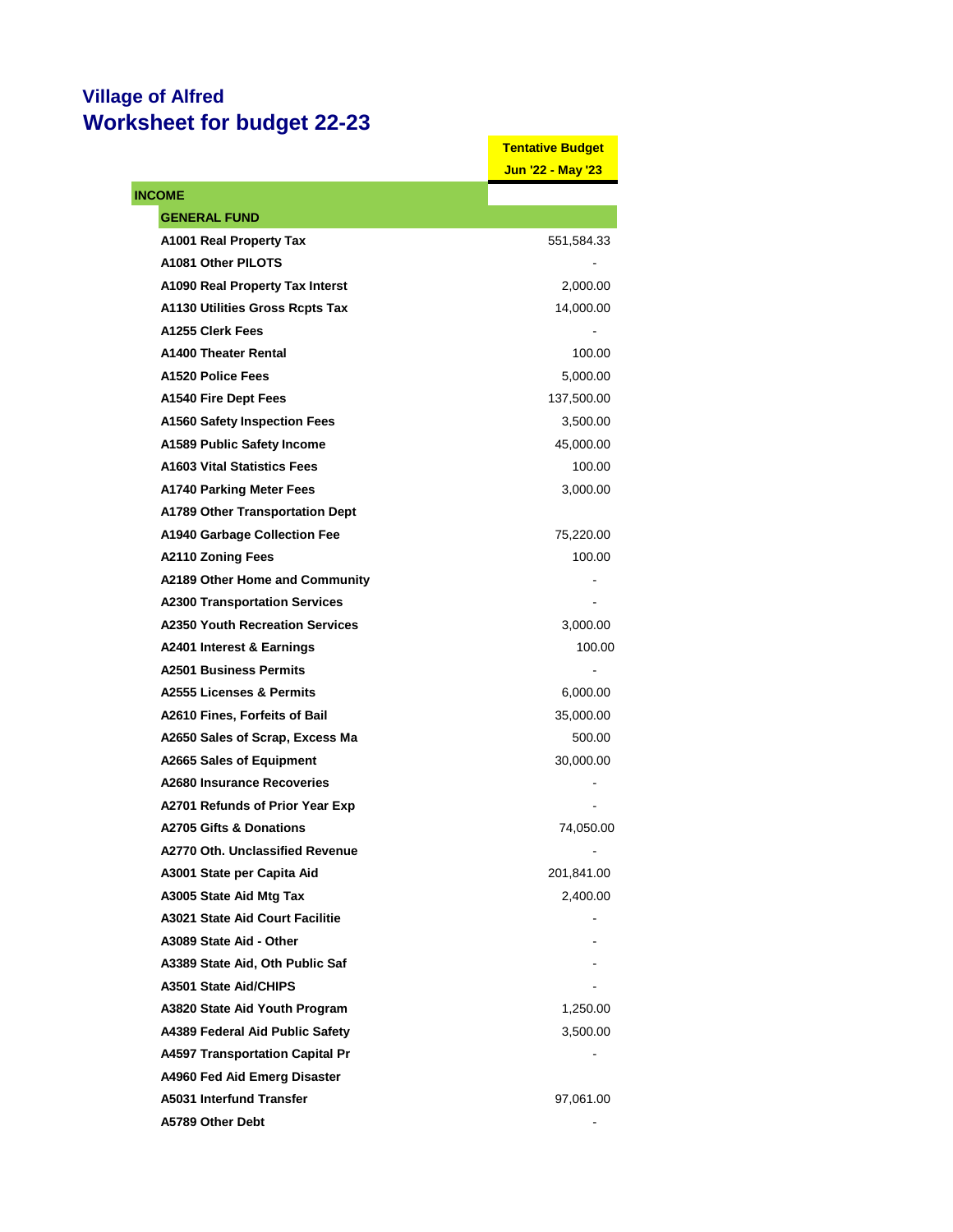# Village of Alfred
## Worksheet for budget 22-23

| | Tentative Budget Jun '22 - May '23 |
|---|---|
| **INCOME** | |
| **GENERAL FUND** | |
| **A1001 Real Property Tax** | 551,584.33 |
| **A1081 Other PILOTS** | - |
| **A1090 Real Property Tax Interst** | 2,000.00 |
| **A1130 Utilities Gross Rcpts Tax** | 14,000.00 |
| **A1255 Clerk Fees** | - |
| **A1400 Theater Rental** | 100.00 |
| **A1520 Police Fees** | 5,000.00 |
| **A1540 Fire Dept Fees** | 137,500.00 |
| **A1560 Safety Inspection Fees** | 3,500.00 |
| **A1589 Public Safety Income** | 45,000.00 |
| **A1603 Vital Statistics Fees** | 100.00 |
| **A1740 Parking Meter Fees** | 3,000.00 |
| **A1789 Other Transportation Dept** | |
| **A1940 Garbage Collection Fee** | 75,220.00 |
| **A2110 Zoning Fees** | 100.00 |
| **A2189 Other Home and Community** | - |
| **A2300 Transportation Services** | - |
| **A2350 Youth Recreation Services** | 3,000.00 |
| **A2401 Interest & Earnings** | 100.00 |
| **A2501 Business Permits** | - |
| **A2555 Licenses & Permits** | 6,000.00 |
| **A2610 Fines, Forfeits of Bail** | 35,000.00 |
| **A2650 Sales of Scrap, Excess Ma** | 500.00 |
| **A2665 Sales of Equipment** | 30,000.00 |
| **A2680 Insurance Recoveries** | - |
| **A2701 Refunds of Prior Year Exp** | - |
| **A2705 Gifts & Donations** | 74,050.00 |
| **A2770 Oth. Unclassified Revenue** | - |
| **A3001 State per Capita Aid** | 201,841.00 |
| **A3005 State Aid Mtg Tax** | 2,400.00 |
| **A3021 State Aid Court Facilitie** | - |
| **A3089 State Aid - Other** | - |
| **A3389 State Aid, Oth Public Saf** | - |
| **A3501 State Aid/CHIPS** | - |
| **A3820 State Aid Youth Program** | 1,250.00 |
| **A4389 Federal Aid Public Safety** | 3,500.00 |
| **A4597 Transportation Capital Pr** | - |
| **A4960 Fed Aid Emerg Disaster** | |
| **A5031 Interfund Transfer** | 97,061.00 |
| **A5789 Other Debt** | - |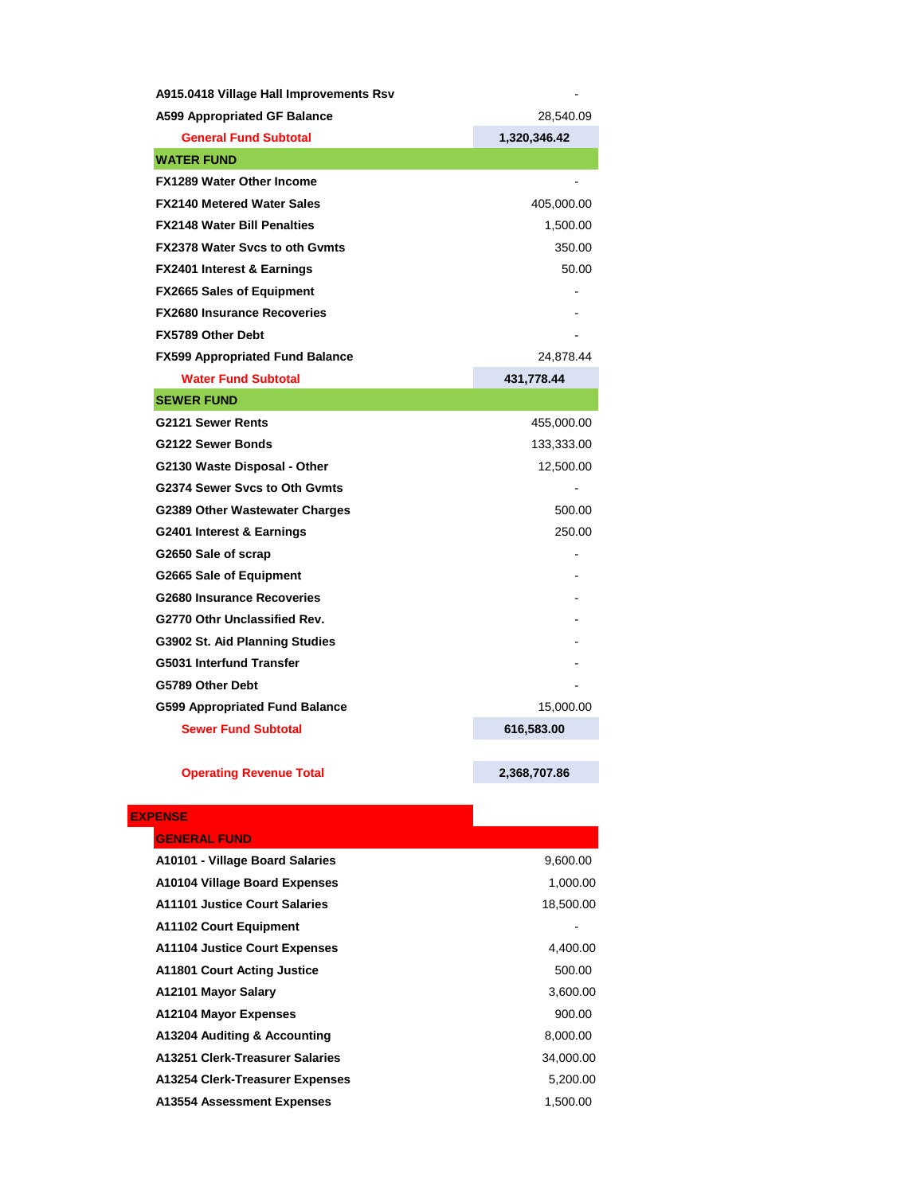| | |
|---|---|
| **A915.0418 Village Hall Improvements Rsv** | - |
| **A599 Appropriated GF Balance** | 28,540.09 |
| **General Fund Subtotal** | **1,320,346.42** |
| **WATER FUND** | |
| **FX1289 Water Other Income** | - |
| **FX2140 Metered Water Sales** | 405,000.00 |
| **FX2148 Water Bill Penalties** | 1,500.00 |
| **FX2378 Water Svcs to oth Gvmts** | 350.00 |
| **FX2401 Interest & Earnings** | 50.00 |
| **FX2665 Sales of Equipment** | - |
| **FX2680 Insurance Recoveries** | - |
| **FX5789 Other Debt** | - |
| **FX599 Appropriated Fund Balance** | 24,878.44 |
| **Water Fund Subtotal** | **431,778.44** |
| **SEWER FUND** | |
| **G2121 Sewer Rents** | 455,000.00 |
| **G2122 Sewer Bonds** | 133,333.00 |
| **G2130 Waste Disposal - Other** | 12,500.00 |
| **G2374 Sewer Svcs to Oth Gvmts** | - |
| **G2389 Other Wastewater Charges** | 500.00 |
| **G2401 Interest & Earnings** | 250.00 |
| **G2650 Sale of scrap** | - |
| **G2665 Sale of Equipment** | - |
| **G2680 Insurance Recoveries** | - |
| **G2770 Othr Unclassified Rev.** | - |
| **G3902 St. Aid Planning Studies** | - |
| **G5031 Interfund Transfer** | - |
| **G5789 Other Debt** | - |
| **G599 Appropriated Fund Balance** | 15,000.00 |
| **Sewer Fund Subtotal** | **616,583.00** |
| | |
| **Operating Revenue Total** | **2,368,707.86** |
| | |
| **EXPENSE** | |
| **GENERAL FUND** | |
| **A10101 - Village Board Salaries** | 9,600.00 |
| **A10104 Village Board Expenses** | 1,000.00 |
| **A11101 Justice Court Salaries** | 18,500.00 |
| **A11102 Court Equipment** | - |
| **A11104 Justice Court Expenses** | 4,400.00 |
| **A11801 Court Acting Justice** | 500.00 |
| **A12101 Mayor Salary** | 3,600.00 |
| **A12104 Mayor Expenses** | 900.00 |
| **A13204 Auditing & Accounting** | 8,000.00 |
| **A13251 Clerk-Treasurer Salaries** | 34,000.00 |
| **A13254 Clerk-Treasurer Expenses** | 5,200.00 |
| **A13554 Assessment Expenses** | 1,500.00 |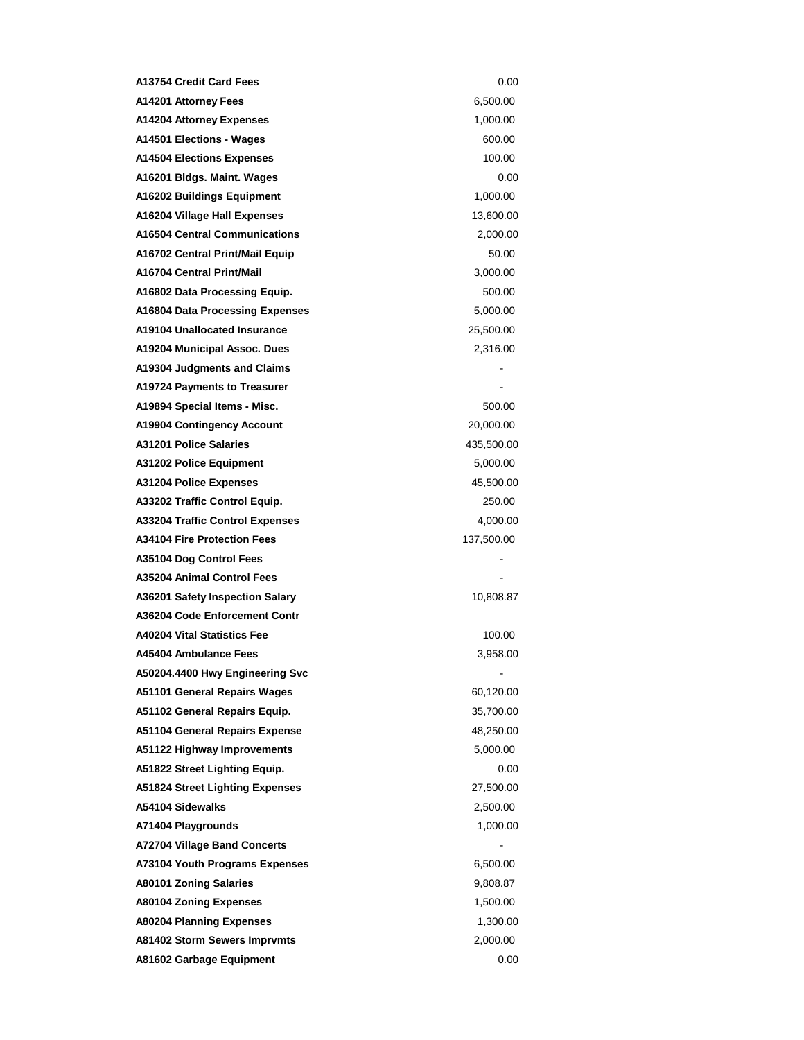| | |
|---|---|
| **A13754 Credit Card Fees** | 0.00 |
| **A14201 Attorney Fees** | 6,500.00 |
| **A14204 Attorney Expenses** | 1,000.00 |
| **A14501 Elections - Wages** | 600.00 |
| **A14504 Elections Expenses** | 100.00 |
| **A16201 Bldgs. Maint. Wages** | 0.00 |
| **A16202 Buildings Equipment** | 1,000.00 |
| **A16204 Village Hall Expenses** | 13,600.00 |
| **A16504 Central Communications** | 2,000.00 |
| **A16702 Central Print/Mail Equip** | 50.00 |
| **A16704 Central Print/Mail** | 3,000.00 |
| **A16802 Data Processing Equip.** | 500.00 |
| **A16804 Data Processing Expenses** | 5,000.00 |
| **A19104 Unallocated Insurance** | 25,500.00 |
| **A19204 Municipal Assoc. Dues** | 2,316.00 |
| **A19304 Judgments and Claims** | - |
| **A19724 Payments to Treasurer** | - |
| **A19894 Special Items - Misc.** | 500.00 |
| **A19904 Contingency Account** | 20,000.00 |
| **A31201 Police Salaries** | 435,500.00 |
| **A31202 Police Equipment** | 5,000.00 |
| **A31204 Police Expenses** | 45,500.00 |
| **A33202 Traffic Control Equip.** | 250.00 |
| **A33204 Traffic Control Expenses** | 4,000.00 |
| **A34104 Fire Protection Fees** | 137,500.00 |
| **A35104 Dog Control Fees** | - |
| **A35204 Animal Control Fees** | - |
| **A36201 Safety Inspection Salary** | 10,808.87 |
| **A36204 Code Enforcement Contr** | |
| **A40204 Vital Statistics Fee** | 100.00 |
| **A45404 Ambulance Fees** | 3,958.00 |
| **A50204.4400 Hwy Engineering Svc** | - |
| **A51101 General Repairs Wages** | 60,120.00 |
| **A51102 General Repairs Equip.** | 35,700.00 |
| **A51104 General Repairs Expense** | 48,250.00 |
| **A51122 Highway Improvements** | 5,000.00 |
| **A51822 Street Lighting Equip.** | 0.00 |
| **A51824 Street Lighting Expenses** | 27,500.00 |
| **A54104 Sidewalks** | 2,500.00 |
| **A71404 Playgrounds** | 1,000.00 |
| **A72704 Village Band Concerts** | - |
| **A73104 Youth Programs Expenses** | 6,500.00 |
| **A80101 Zoning Salaries** | 9,808.87 |
| **A80104 Zoning Expenses** | 1,500.00 |
| **A80204 Planning Expenses** | 1,300.00 |
| **A81402 Storm Sewers Imprvmts** | 2,000.00 |
| **A81602 Garbage Equipment** | 0.00 |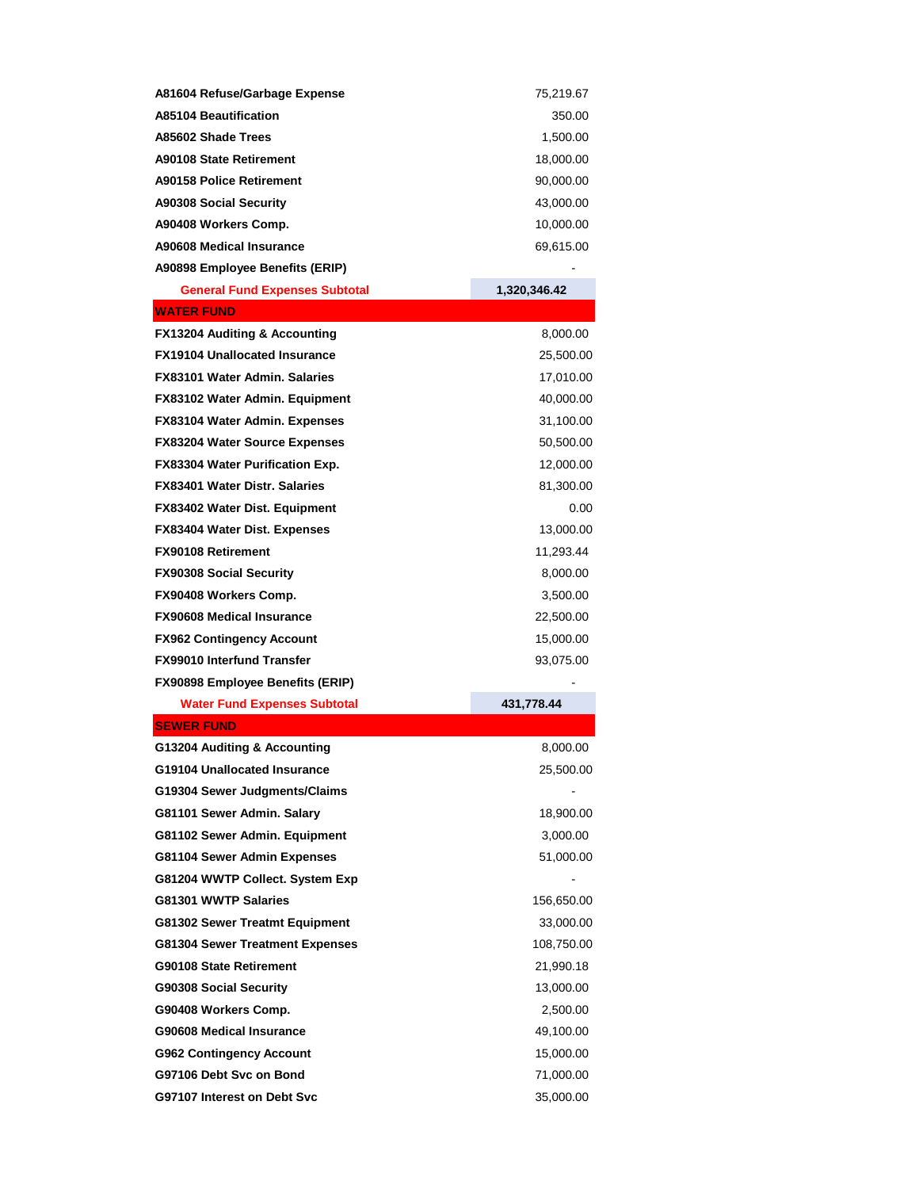| | |
|---|---|
| **A81604 Refuse/Garbage Expense** | 75,219.67 |
| **A85104 Beautification** | 350.00 |
| **A85602 Shade Trees** | 1,500.00 |
| **A90108 State Retirement** | 18,000.00 |
| **A90158 Police Retirement** | 90,000.00 |
| **A90308 Social Security** | 43,000.00 |
| **A90408 Workers Comp.** | 10,000.00 |
| **A90608 Medical Insurance** | 69,615.00 |
| **A90898 Employee Benefits (ERIP)** | - |
| **General Fund Expenses Subtotal** | **1,320,346.42** |
| **WATER FUND** | |
| **FX13204 Auditing & Accounting** | 8,000.00 |
| **FX19104 Unallocated Insurance** | 25,500.00 |
| **FX83101 Water Admin. Salaries** | 17,010.00 |
| **FX83102 Water Admin. Equipment** | 40,000.00 |
| **FX83104 Water Admin. Expenses** | 31,100.00 |
| **FX83204 Water Source Expenses** | 50,500.00 |
| **FX83304 Water Purification Exp.** | 12,000.00 |
| **FX83401 Water Distr. Salaries** | 81,300.00 |
| **FX83402 Water Dist. Equipment** | 0.00 |
| **FX83404 Water Dist. Expenses** | 13,000.00 |
| **FX90108 Retirement** | 11,293.44 |
| **FX90308 Social Security** | 8,000.00 |
| **FX90408 Workers Comp.** | 3,500.00 |
| **FX90608 Medical Insurance** | 22,500.00 |
| **FX962 Contingency Account** | 15,000.00 |
| **FX99010 Interfund Transfer** | 93,075.00 |
| **FX90898 Employee Benefits (ERIP)** | - |
| **Water Fund Expenses Subtotal** | **431,778.44** |
| **SEWER FUND** | |
| **G13204 Auditing & Accounting** | 8,000.00 |
| **G19104 Unallocated Insurance** | 25,500.00 |
| **G19304 Sewer Judgments/Claims** | - |
| **G81101 Sewer Admin. Salary** | 18,900.00 |
| **G81102 Sewer Admin. Equipment** | 3,000.00 |
| **G81104 Sewer Admin Expenses** | 51,000.00 |
| **G81204 WWTP Collect. System Exp** | - |
| **G81301 WWTP Salaries** | 156,650.00 |
| **G81302 Sewer Treatmt Equipment** | 33,000.00 |
| **G81304 Sewer Treatment Expenses** | 108,750.00 |
| **G90108 State Retirement** | 21,990.18 |
| **G90308 Social Security** | 13,000.00 |
| **G90408 Workers Comp.** | 2,500.00 |
| **G90608 Medical Insurance** | 49,100.00 |
| **G962 Contingency Account** | 15,000.00 |
| **G97106 Debt Svc on Bond** | 71,000.00 |
| **G97107 Interest on Debt Svc** | 35,000.00 |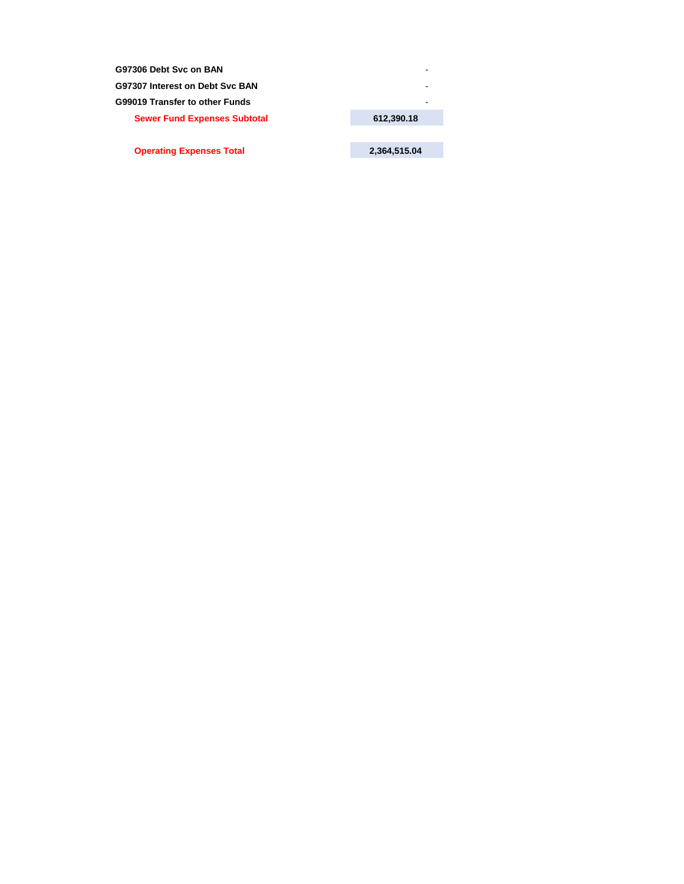| | |
|---|---|
| **G97306 Debt Svc on BAN** | - |
| **G97307 Interest on Debt Svc BAN** | - |
| **G99019 Transfer to other Funds** | - |
| **Sewer Fund Expenses Subtotal** | **612,390.18** |
| | |
| **Operating Expenses Total** | **2,364,515.04** |